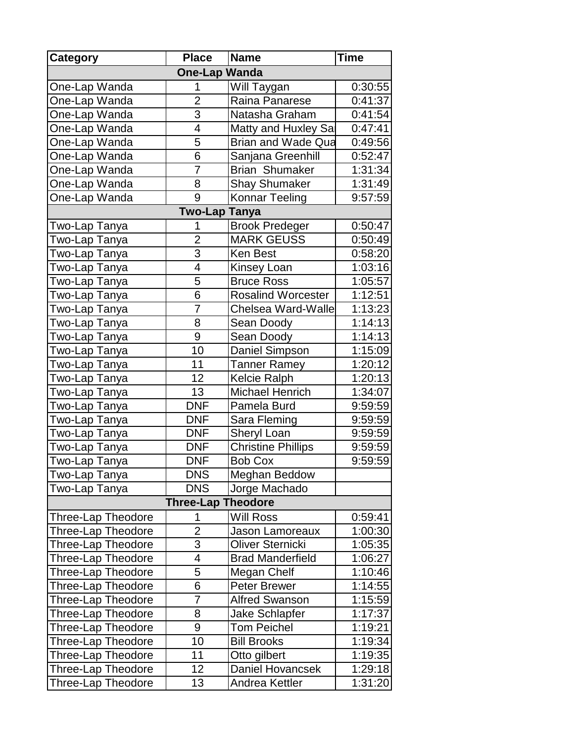| Category | Place | Name | Time |
|---|---|---|---|
| **One-Lap Wanda** | | | |
| One-Lap Wanda | 1 | Will Taygan | 0:30:55 |
| One-Lap Wanda | 2 | Raina Panarese | 0:41:37 |
| One-Lap Wanda | 3 | Natasha Graham | 0:41:54 |
| One-Lap Wanda | 4 | Matty and Huxley Sa | 0:47:41 |
| One-Lap Wanda | 5 | Brian and Wade Qua | 0:49:56 |
| One-Lap Wanda | 6 | Sanjana Greenhill | 0:52:47 |
| One-Lap Wanda | 7 | Brian Shumaker | 1:31:34 |
| One-Lap Wanda | 8 | Shay Shumaker | 1:31:49 |
| One-Lap Wanda | 9 | Konnar Teeling | 9:57:59 |
| **Two-Lap Tanya** | | | |
| Two-Lap Tanya | 1 | Brook Predeger | 0:50:47 |
| Two-Lap Tanya | 2 | MARK GEUSS | 0:50:49 |
| Two-Lap Tanya | 3 | Ken Best | 0:58:20 |
| Two-Lap Tanya | 4 | Kinsey Loan | 1:03:16 |
| Two-Lap Tanya | 5 | Bruce Ross | 1:05:57 |
| Two-Lap Tanya | 6 | Rosalind Worcester | 1:12:51 |
| Two-Lap Tanya | 7 | Chelsea Ward-Walle | 1:13:23 |
| Two-Lap Tanya | 8 | Sean Doody | 1:14:13 |
| Two-Lap Tanya | 9 | Sean Doody | 1:14:13 |
| Two-Lap Tanya | 10 | Daniel Simpson | 1:15:09 |
| Two-Lap Tanya | 11 | Tanner Ramey | 1:20:12 |
| Two-Lap Tanya | 12 | Kelcie Ralph | 1:20:13 |
| Two-Lap Tanya | 13 | Michael Henrich | 1:34:07 |
| Two-Lap Tanya | DNF | Pamela Burd | 9:59:59 |
| Two-Lap Tanya | DNF | Sara Fleming | 9:59:59 |
| Two-Lap Tanya | DNF | Sheryl Loan | 9:59:59 |
| Two-Lap Tanya | DNF | Christine Phillips | 9:59:59 |
| Two-Lap Tanya | DNF | Bob Cox | 9:59:59 |
| Two-Lap Tanya | DNS | Meghan Beddow | |
| Two-Lap Tanya | DNS | Jorge Machado | |
| **Three-Lap Theodore** | | | |
| Three-Lap Theodore | 1 | Will Ross | 0:59:41 |
| Three-Lap Theodore | 2 | Jason Lamoreaux | 1:00:30 |
| Three-Lap Theodore | 3 | Oliver Sternicki | 1:05:35 |
| Three-Lap Theodore | 4 | Brad Manderfield | 1:06:27 |
| Three-Lap Theodore | 5 | Megan Chelf | 1:10:46 |
| Three-Lap Theodore | 6 | Peter Brewer | 1:14:55 |
| Three-Lap Theodore | 7 | Alfred Swanson | 1:15:59 |
| Three-Lap Theodore | 8 | Jake Schlapfer | 1:17:37 |
| Three-Lap Theodore | 9 | Tom Peichel | 1:19:21 |
| Three-Lap Theodore | 10 | Bill Brooks | 1:19:34 |
| Three-Lap Theodore | 11 | Otto gilbert | 1:19:35 |
| Three-Lap Theodore | 12 | Daniel Hovancsek | 1:29:18 |
| Three-Lap Theodore | 13 | Andrea Kettler | 1:31:20 |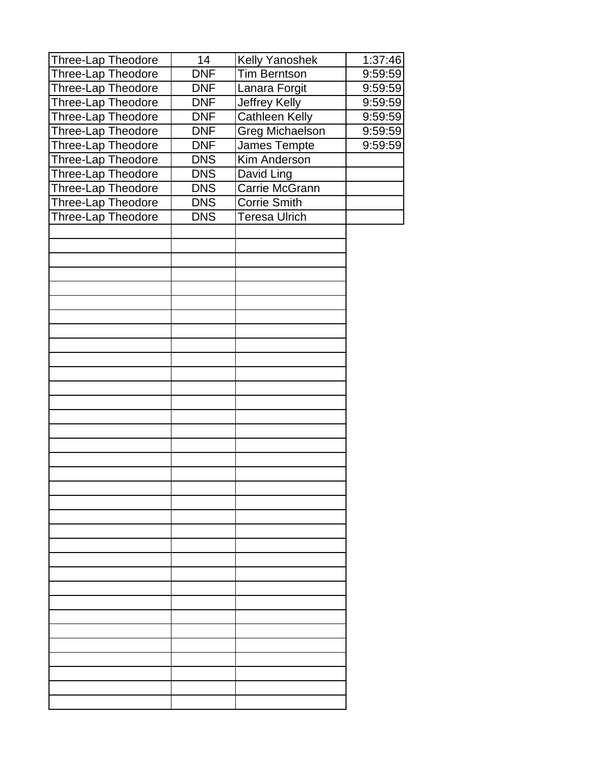| | | | |
|---|---|---|---|
| Three-Lap Theodore | 14 | Kelly Yanoshek | 1:37:46 |
| Three-Lap Theodore | DNF | Tim Berntson | 9:59:59 |
| Three-Lap Theodore | DNF | Lanara Forgit | 9:59:59 |
| Three-Lap Theodore | DNF | Jeffrey Kelly | 9:59:59 |
| Three-Lap Theodore | DNF | Cathleen Kelly | 9:59:59 |
| Three-Lap Theodore | DNF | Greg Michaelson | 9:59:59 |
| Three-Lap Theodore | DNF | James Tempte | 9:59:59 |
| Three-Lap Theodore | DNS | Kim Anderson | |
| Three-Lap Theodore | DNS | David Ling | |
| Three-Lap Theodore | DNS | Carrie McGrann | |
| Three-Lap Theodore | DNS | Corrie Smith | |
| Three-Lap Theodore | DNS | Teresa Ulrich | |